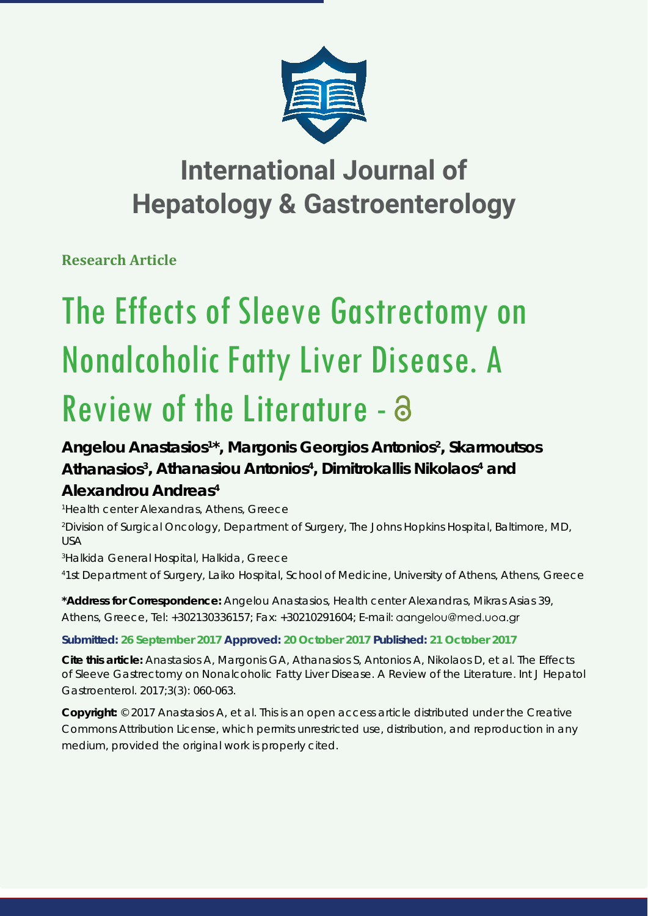# International Journal of Hepatology & Gastroenterology

**Research Article**

# The Effects of Sleeve Gastrectomy on Nonalcoholic Fatty Liver Disease. A Review of the Literature

**Angelou Anastasios[1]*, Margonis Georgios Antonios[2], Skarmoutsos Athanasios[3], Athanasiou Antonios[4], Dimitrokallis Nikolaos[4] and Alexandrou Andreas[4]**

[1]Health center Alexandras, Athens, Greece

[2]Division of Surgical Oncology, Department of Surgery, The Johns Hopkins Hospital, Baltimore, MD, USA

[3]Halkida General Hospital, Halkida, Greece

[4]1st Department of Surgery, Laiko Hospital, School of Medicine, University of Athens, Athens, Greece

**\*Address for Correspondence:** Angelou Anastasios, Health center Alexandras, Mikras Asias 39, Athens, Greece, Tel: +302130336157; Fax: +30210291604; E-mail: aangelou@med.uoa.gr

**Submitted: 26 September 2017 Approved: 20 October 2017 Published: 21 October 2017**

**Cite this article:** Anastasios A, Margonis GA, Athanasios S, Antonios A, Nikolaos D, et al. The Effects of Sleeve Gastrectomy on Nonalcoholic Fatty Liver Disease. A Review of the Literature. Int J Hepatol Gastroenterol. 2017;3(3): 060-063.

**Copyright:** © 2017 Anastasios A, et al. This is an open access article distributed under the Creative Commons Attribution License, which permits unrestricted use, distribution, and reproduction in any medium, provided the original work is properly cited.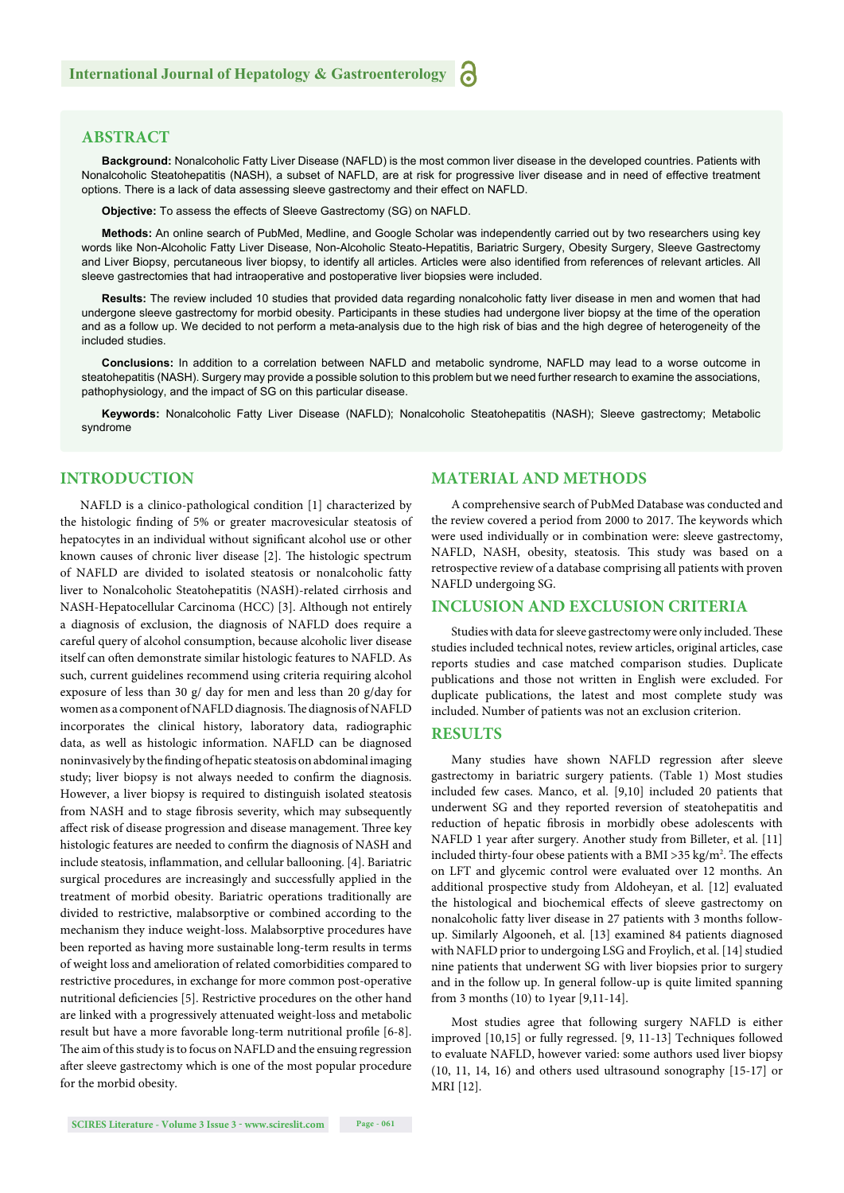## ABSTRACT

**Background:** Nonalcoholic Fatty Liver Disease (NAFLD) is the most common liver disease in the developed countries. Patients with Nonalcoholic Steatohepatitis (NASH), a subset of NAFLD, are at risk for progressive liver disease and in need of effective treatment options. There is a lack of data assessing sleeve gastrectomy and their effect on NAFLD.

**Objective:** To assess the effects of Sleeve Gastrectomy (SG) on NAFLD.

**Methods:** An online search of PubMed, Medline, and Google Scholar was independently carried out by two researchers using key words like Non-Alcoholic Fatty Liver Disease, Non-Alcoholic Steato-Hepatitis, Bariatric Surgery, Obesity Surgery, Sleeve Gastrectomy and Liver Biopsy, percutaneous liver biopsy, to identify all articles. Articles were also identified from references of relevant articles. All sleeve gastrectomies that had intraoperative and postoperative liver biopsies were included.

**Results:** The review included 10 studies that provided data regarding nonalcoholic fatty liver disease in men and women that had undergone sleeve gastrectomy for morbid obesity. Participants in these studies had undergone liver biopsy at the time of the operation and as a follow up. We decided to not perform a meta-analysis due to the high risk of bias and the high degree of heterogeneity of the included studies.

**Conclusions:** In addition to a correlation between NAFLD and metabolic syndrome, NAFLD may lead to a worse outcome in steatohepatitis (NASH). Surgery may provide a possible solution to this problem but we need further research to examine the associations, pathophysiology, and the impact of SG on this particular disease.

**Keywords:** Nonalcoholic Fatty Liver Disease (NAFLD); Nonalcoholic Steatohepatitis (NASH); Sleeve gastrectomy; Metabolic syndrome

## INTRODUCTION

NAFLD is a clinico-pathological condition [1] characterized by the histologic finding of 5% or greater macrovesicular steatosis of hepatocytes in an individual without significant alcohol use or other known causes of chronic liver disease [2]. The histologic spectrum of NAFLD are divided to isolated steatosis or nonalcoholic fatty liver to Nonalcoholic Steatohepatitis (NASH)-related cirrhosis and NASH-Hepatocellular Carcinoma (HCC) [3]. Although not entirely a diagnosis of exclusion, the diagnosis of NAFLD does require a careful query of alcohol consumption, because alcoholic liver disease itself can often demonstrate similar histologic features to NAFLD. As such, current guidelines recommend using criteria requiring alcohol exposure of less than 30 g/ day for men and less than 20 g/day for women as a component of NAFLD diagnosis. The diagnosis of NAFLD incorporates the clinical history, laboratory data, radiographic data, as well as histologic information. NAFLD can be diagnosed noninvasively by the finding of hepatic steatosis on abdominal imaging study; liver biopsy is not always needed to confirm the diagnosis. However, a liver biopsy is required to distinguish isolated steatosis from NASH and to stage fibrosis severity, which may subsequently affect risk of disease progression and disease management. Three key histologic features are needed to confirm the diagnosis of NASH and include steatosis, inflammation, and cellular ballooning. [4]. Bariatric surgical procedures are increasingly and successfully applied in the treatment of morbid obesity. Bariatric operations traditionally are divided to restrictive, malabsorptive or combined according to the mechanism they induce weight-loss. Malabsorptive procedures have been reported as having more sustainable long-term results in terms of weight loss and amelioration of related comorbidities compared to restrictive procedures, in exchange for more common post-operative nutritional deficiencies [5]. Restrictive procedures on the other hand are linked with a progressively attenuated weight-loss and metabolic result but have a more favorable long-term nutritional profile [6-8]. The aim of this study is to focus on NAFLD and the ensuing regression after sleeve gastrectomy which is one of the most popular procedure for the morbid obesity.

## MATERIAL AND METHODS

A comprehensive search of PubMed Database was conducted and the review covered a period from 2000 to 2017. The keywords which were used individually or in combination were: sleeve gastrectomy, NAFLD, NASH, obesity, steatosis. This study was based on a retrospective review of a database comprising all patients with proven NAFLD undergoing SG.

## INCLUSION AND EXCLUSION CRITERIA

Studies with data for sleeve gastrectomy were only included. These studies included technical notes, review articles, original articles, case reports studies and case matched comparison studies. Duplicate publications and those not written in English were excluded. For duplicate publications, the latest and most complete study was included. Number of patients was not an exclusion criterion.

## RESULTS

Many studies have shown NAFLD regression after sleeve gastrectomy in bariatric surgery patients. (Table 1) Most studies included few cases. Manco, et al. [9,10] included 20 patients that underwent SG and they reported reversion of steatohepatitis and reduction of hepatic fibrosis in morbidly obese adolescents with NAFLD 1 year after surgery. Another study from Billeter, et al. [11] included thirty-four obese patients with a BMI >35 kg/m$^2$. The effects on LFT and glycemic control were evaluated over 12 months. An additional prospective study from Aldoheyan, et al. [12] evaluated the histological and biochemical effects of sleeve gastrectomy on nonalcoholic fatty liver disease in 27 patients with 3 months follow-up. Similarly Algooneh, et al. [13] examined 84 patients diagnosed with NAFLD prior to undergoing LSG and Froylich, et al. [14] studied nine patients that underwent SG with liver biopsies prior to surgery and in the follow up. In general follow-up is quite limited spanning from 3 months (10) to 1year [9,11-14].

Most studies agree that following surgery NAFLD is either improved [10,15] or fully regressed. [9, 11-13] Techniques followed to evaluate NAFLD, however varied: some authors used liver biopsy (10, 11, 14, 16) and others used ultrasound sonography [15-17] or MRI [12].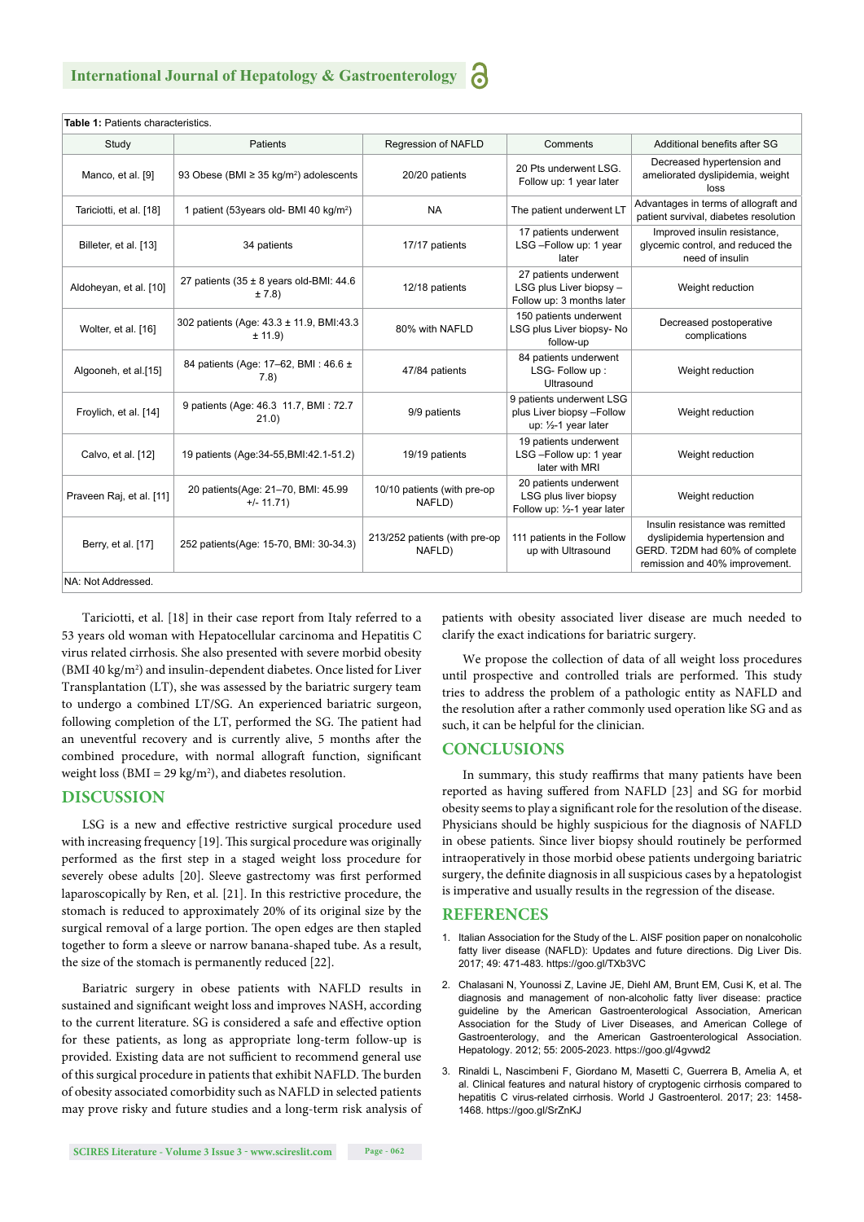**Table 1:** Patients characteristics.

| Study | Patients | Regression of NAFLD | Comments | Additional benefits after SG |
|---|---|---|---|---|
| Manco, et al. [9] | 93 Obese (BMI ≥ 35 kg/m²) adolescents | 20/20 patients | 20 Pts underwent LSG. Follow up: 1 year later | Decreased hypertension and ameliorated dyslipidemia, weight loss |
| Tariciotti, et al. [18] | 1 patient (53years old- BMI 40 kg/m²) | NA | The patient underwent LT | Advantages in terms of allograft and patient survival, diabetes resolution |
| Billeter, et al. [13] | 34 patients | 17/17 patients | 17 patients underwent LSG –Follow up: 1 year later | Improved insulin resistance, glycemic control, and reduced the need of insulin |
| Aldoheyan, et al. [10] | 27 patients (35 ± 8 years old-BMI: 44.6 ± 7.8) | 12/18 patients | 27 patients underwent LSG plus Liver biopsy – Follow up: 3 months later | Weight reduction |
| Wolter, et al. [16] | 302 patients (Age: 43.3 ± 11.9, BMI:43.3 ± 11.9) | 80% with NAFLD | 150 patients underwent LSG plus Liver biopsy- No follow-up | Decreased postoperative complications |
| Algooneh, et al.[15] | 84 patients (Age: 17–62, BMI : 46.6 ± 7.8) | 47/84 patients | 84 patients underwent LSG- Follow up : Ultrasound | Weight reduction |
| Froylich, et al. [14] | 9 patients (Age: 46.3 11.7, BMI : 72.7 21.0) | 9/9 patients | 9 patients underwent LSG plus Liver biopsy –Follow up: ½-1 year later | Weight reduction |
| Calvo, et al. [12] | 19 patients (Age:34-55,BMI:42.1-51.2) | 19/19 patients | 19 patients underwent LSG –Follow up: 1 year later with MRI | Weight reduction |
| Praveen Raj, et al. [11] | 20 patients(Age: 21–70, BMI: 45.99 +/- 11.71) | 10/10 patients (with pre-op NAFLD) | 20 patients underwent LSG plus liver biopsy Follow up: ½-1 year later | Weight reduction |
| Berry, et al. [17] | 252 patients(Age: 15-70, BMI: 30-34.3) | 213/252 patients (with pre-op NAFLD) | 111 patients in the Follow up with Ultrasound | Insulin resistance was remitted dyslipidemia hypertension and GERD. T2DM had 60% of complete remission and 40% improvement. |

NA: Not Addressed.

Tariciotti, et al. [18] in their case report from Italy referred to a 53 years old woman with Hepatocellular carcinoma and Hepatitis C virus related cirrhosis. She also presented with severe morbid obesity (BMI 40 kg/m²) and insulin-dependent diabetes. Once listed for Liver Transplantation (LT), she was assessed by the bariatric surgery team to undergo a combined LT/SG. An experienced bariatric surgeon, following completion of the LT, performed the SG. The patient had an uneventful recovery and is currently alive, 5 months after the combined procedure, with normal allograft function, significant weight loss (BMI = 29 kg/m²), and diabetes resolution.

## DISCUSSION

LSG is a new and effective restrictive surgical procedure used with increasing frequency [19]. This surgical procedure was originally performed as the first step in a staged weight loss procedure for severely obese adults [20]. Sleeve gastrectomy was first performed laparoscopically by Ren, et al. [21]. In this restrictive procedure, the stomach is reduced to approximately 20% of its original size by the surgical removal of a large portion. The open edges are then stapled together to form a sleeve or narrow banana-shaped tube. As a result, the size of the stomach is permanently reduced [22].

Bariatric surgery in obese patients with NAFLD results in sustained and significant weight loss and improves NASH, according to the current literature. SG is considered a safe and effective option for these patients, as long as appropriate long-term follow-up is provided. Existing data are not sufficient to recommend general use of this surgical procedure in patients that exhibit NAFLD. The burden of obesity associated comorbidity such as NAFLD in selected patients may prove risky and future studies and a long-term risk analysis of patients with obesity associated liver disease are much needed to clarify the exact indications for bariatric surgery.

We propose the collection of data of all weight loss procedures until prospective and controlled trials are performed. This study tries to address the problem of a pathologic entity as NAFLD and the resolution after a rather commonly used operation like SG and as such, it can be helpful for the clinician.

## CONCLUSIONS

In summary, this study reaffirms that many patients have been reported as having suffered from NAFLD [23] and SG for morbid obesity seems to play a significant role for the resolution of the disease. Physicians should be highly suspicious for the diagnosis of NAFLD in obese patients. Since liver biopsy should routinely be performed intraoperatively in those morbid obese patients undergoing bariatric surgery, the definite diagnosis in all suspicious cases by a hepatologist is imperative and usually results in the regression of the disease.

## REFERENCES

1. Italian Association for the Study of the L. AISF position paper on nonalcoholic fatty liver disease (NAFLD): Updates and future directions. Dig Liver Dis. 2017; 49: 471-483. https://goo.gl/TXb3VC
2. Chalasani N, Younossi Z, Lavine JE, Diehl AM, Brunt EM, Cusi K, et al. The diagnosis and management of non-alcoholic fatty liver disease: practice guideline by the American Gastroenterological Association, American Association for the Study of Liver Diseases, and American College of Gastroenterology, and the American Gastroenterological Association. Hepatology. 2012; 55: 2005-2023. https://goo.gl/4gvwd2
3. Rinaldi L, Nascimbeni F, Giordano M, Masetti C, Guerrera B, Amelia A, et al. Clinical features and natural history of cryptogenic cirrhosis compared to hepatitis C virus-related cirrhosis. World J Gastroenterol. 2017; 23: 1458-1468. https://goo.gl/SrZnKJ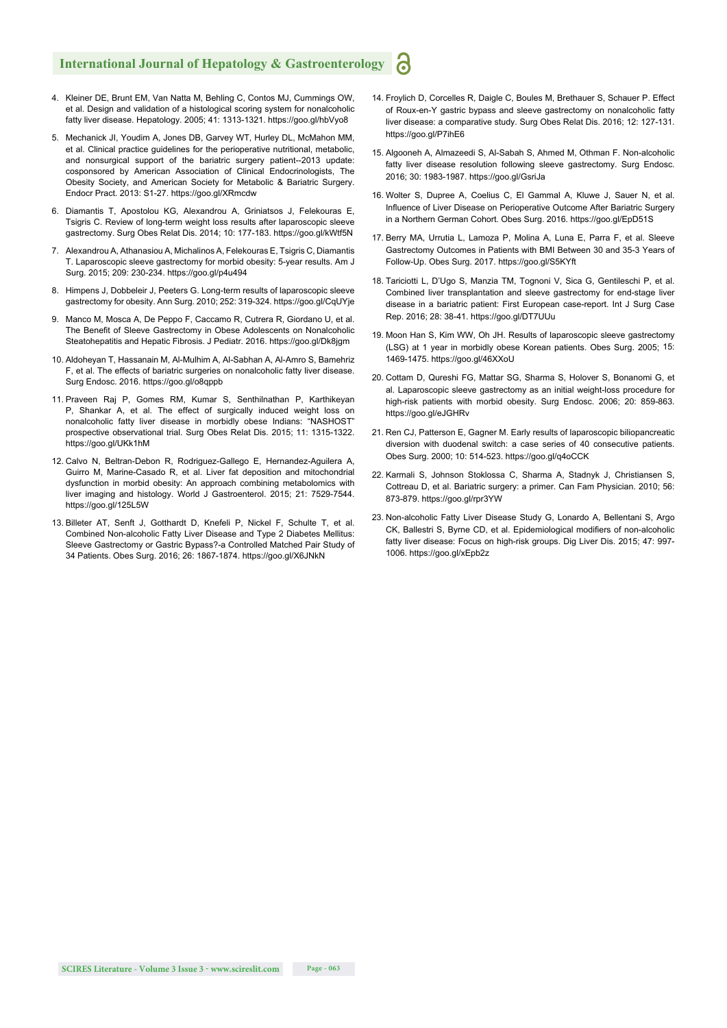4. Kleiner DE, Brunt EM, Van Natta M, Behling C, Contos MJ, Cummings OW, et al. Design and validation of a histological scoring system for nonalcoholic fatty liver disease. Hepatology. 2005; 41: 1313-1321. https://goo.gl/hbVyo8

5. Mechanick JI, Youdim A, Jones DB, Garvey WT, Hurley DL, McMahon MM, et al. Clinical practice guidelines for the perioperative nutritional, metabolic, and nonsurgical support of the bariatric surgery patient--2013 update: cosponsored by American Association of Clinical Endocrinologists, The Obesity Society, and American Society for Metabolic & Bariatric Surgery. Endocr Pract. 2013: S1-27. https://goo.gl/XRmcdw

6. Diamantis T, Apostolou KG, Alexandrou A, Griniatsos J, Felekouras E, Tsigris C. Review of long-term weight loss results after laparoscopic sleeve gastrectomy. Surg Obes Relat Dis. 2014; 10: 177-183. https://goo.gl/kWtf5N

7. Alexandrou A, Athanasiou A, Michalinos A, Felekouras E, Tsigris C, Diamantis T. Laparoscopic sleeve gastrectomy for morbid obesity: 5-year results. Am J Surg. 2015; 209: 230-234. https://goo.gl/p4u494

8. Himpens J, Dobbeleir J, Peeters G. Long-term results of laparoscopic sleeve gastrectomy for obesity. Ann Surg. 2010; 252: 319-324. https://goo.gl/CqUYje

9. Manco M, Mosca A, De Peppo F, Caccamo R, Cutrera R, Giordano U, et al. The Benefit of Sleeve Gastrectomy in Obese Adolescents on Nonalcoholic Steatohepatitis and Hepatic Fibrosis. J Pediatr. 2016. https://goo.gl/Dk8jgm

10. Aldoheyan T, Hassanain M, Al-Mulhim A, Al-Sabhan A, Al-Amro S, Bamehriz F, et al. The effects of bariatric surgeries on nonalcoholic fatty liver disease. Surg Endosc. 2016. https://goo.gl/o8qppb

11. Praveen Raj P, Gomes RM, Kumar S, Senthilnathan P, Karthikeyan P, Shankar A, et al. The effect of surgically induced weight loss on nonalcoholic fatty liver disease in morbidly obese Indians: "NASHOST" prospective observational trial. Surg Obes Relat Dis. 2015; 11: 1315-1322. https://goo.gl/UKk1hM

12. Calvo N, Beltran-Debon R, Rodriguez-Gallego E, Hernandez-Aguilera A, Guirro M, Marine-Casado R, et al. Liver fat deposition and mitochondrial dysfunction in morbid obesity: An approach combining metabolomics with liver imaging and histology. World J Gastroenterol. 2015; 21: 7529-7544. https://goo.gl/125L5W

13. Billeter AT, Senft J, Gotthardt D, Knefeli P, Nickel F, Schulte T, et al. Combined Non-alcoholic Fatty Liver Disease and Type 2 Diabetes Mellitus: Sleeve Gastrectomy or Gastric Bypass?-a Controlled Matched Pair Study of 34 Patients. Obes Surg. 2016; 26: 1867-1874. https://goo.gl/X6JNkN

14. Froylich D, Corcelles R, Daigle C, Boules M, Brethauer S, Schauer P. Effect of Roux-en-Y gastric bypass and sleeve gastrectomy on nonalcoholic fatty liver disease: a comparative study. Surg Obes Relat Dis. 2016; 12: 127-131. https://goo.gl/P7ihE6

15. Algooneh A, Almazeedi S, Al-Sabah S, Ahmed M, Othman F. Non-alcoholic fatty liver disease resolution following sleeve gastrectomy. Surg Endosc. 2016; 30: 1983-1987. https://goo.gl/GsriJa

16. Wolter S, Dupree A, Coelius C, El Gammal A, Kluwe J, Sauer N, et al. Influence of Liver Disease on Perioperative Outcome After Bariatric Surgery in a Northern German Cohort. Obes Surg. 2016. https://goo.gl/EpD51S

17. Berry MA, Urrutia L, Lamoza P, Molina A, Luna E, Parra F, et al. Sleeve Gastrectomy Outcomes in Patients with BMI Between 30 and 35-3 Years of Follow-Up. Obes Surg. 2017. https://goo.gl/S5KYft

18. Tariciotti L, D'Ugo S, Manzia TM, Tognoni V, Sica G, Gentileschi P, et al. Combined liver transplantation and sleeve gastrectomy for end-stage liver disease in a bariatric patient: First European case-report. Int J Surg Case Rep. 2016; 28: 38-41. https://goo.gl/DT7UUu

19. Moon Han S, Kim WW, Oh JH. Results of laparoscopic sleeve gastrectomy (LSG) at 1 year in morbidly obese Korean patients. Obes Surg. 2005; 15: 1469-1475. https://goo.gl/46XXoU

20. Cottam D, Qureshi FG, Mattar SG, Sharma S, Holover S, Bonanomi G, et al. Laparoscopic sleeve gastrectomy as an initial weight-loss procedure for high-risk patients with morbid obesity. Surg Endosc. 2006; 20: 859-863. https://goo.gl/eJGHRv

21. Ren CJ, Patterson E, Gagner M. Early results of laparoscopic biliopancreatic diversion with duodenal switch: a case series of 40 consecutive patients. Obes Surg. 2000; 10: 514-523. https://goo.gl/q4oCCK

22. Karmali S, Johnson Stoklossa C, Sharma A, Stadnyk J, Christiansen S, Cottreau D, et al. Bariatric surgery: a primer. Can Fam Physician. 2010; 56: 873-879. https://goo.gl/rpr3YW

23. Non-alcoholic Fatty Liver Disease Study G, Lonardo A, Bellentani S, Argo CK, Ballestri S, Byrne CD, et al. Epidemiological modifiers of non-alcoholic fatty liver disease: Focus on high-risk groups. Dig Liver Dis. 2015; 47: 997-1006. https://goo.gl/xEpb2z